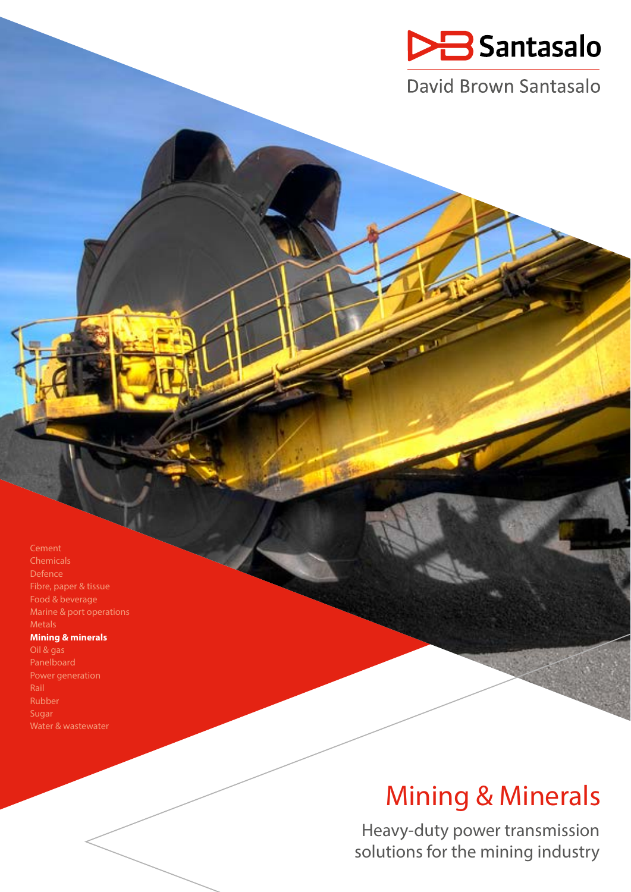Santasalo

David Brown Santasalo

- Cement
- Chemicals
- Defence
- Fibre, paper & tissue
- Food & beverage
- Marine & port operations
- Metals
- **Mining & minerals**
- Oil & gas
- Panelboard
- Power generation
- Rail
- Rubber
- Sugar
- Water & wastewater

# Mining & Minerals

Heavy-duty power transmission solutions for the mining industry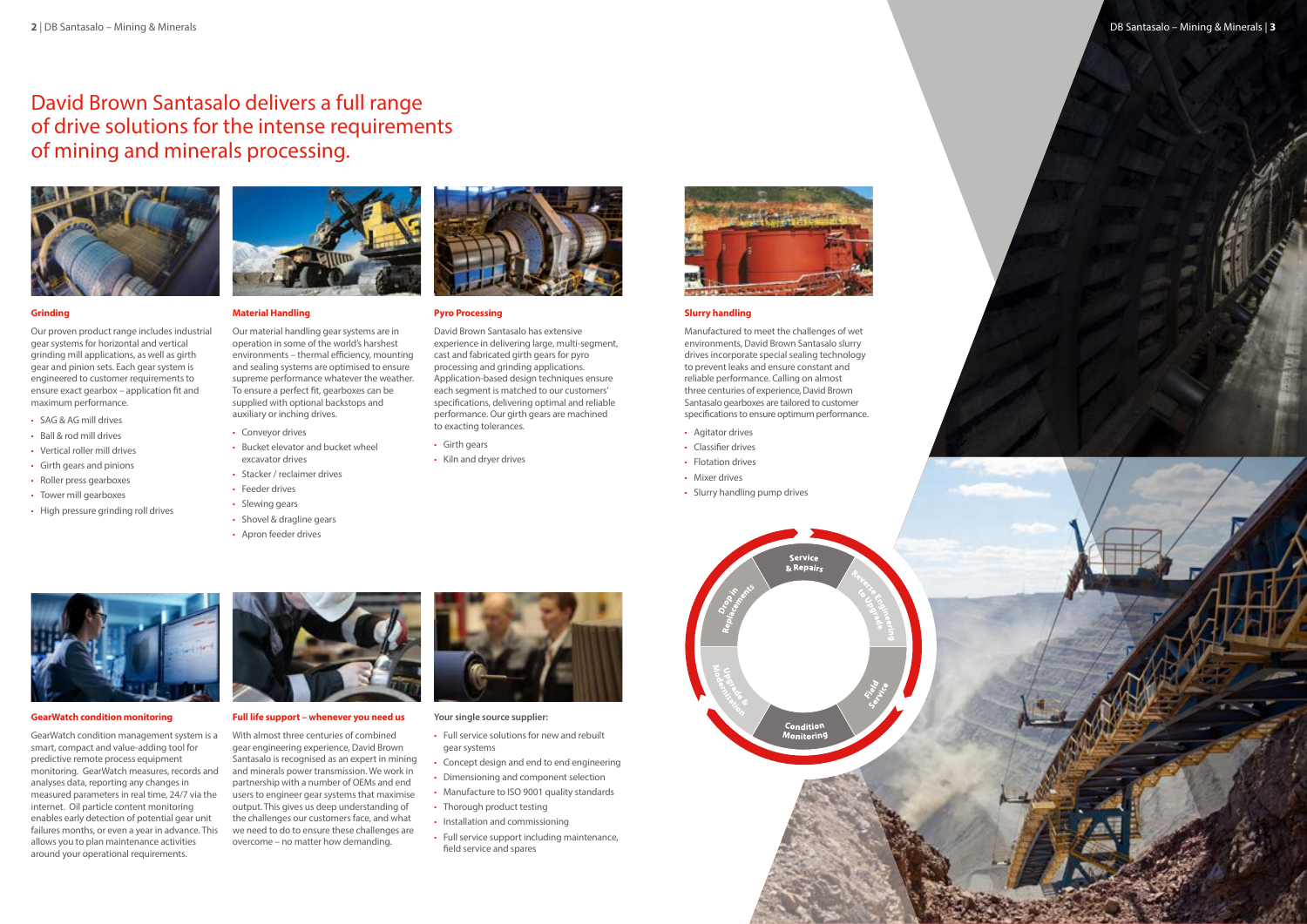# David Brown Santasalo delivers a full range of drive solutions for the intense requirements of mining and minerals processing.

### Grinding

Our proven product range includes industrial gear systems for horizontal and vertical grinding mill applications, as well as girth gear and pinion sets. Each gear system is engineered to customer requirements to ensure exact gearbox – application fit and maximum performance.

- SAG & AG mill drives
- Ball & rod mill drives
- Vertical roller mill drives
- Girth gears and pinions
- Roller press gearboxes
- Tower mill gearboxes
- High pressure grinding roll drives

### Material Handling

Our material handling gear systems are in operation in some of the world's harshest environments – thermal efficiency, mounting and sealing systems are optimised to ensure supreme performance whatever the weather. To ensure a perfect fit, gearboxes can be supplied with optional backstops and auxiliary or inching drives.

- Conveyor drives
- Bucket elevator and bucket wheel excavator drives
- Stacker / reclaimer drives
- Feeder drives
- Slewing gears
- Shovel & dragline gears
- Apron feeder drives

### Pyro Processing

David Brown Santasalo has extensive experience in delivering large, multi-segment, cast and fabricated girth gears for pyro processing and grinding applications. Application-based design techniques ensure each segment is matched to our customers' specifications, delivering optimal and reliable performance. Our girth gears are machined to exacting tolerances.

- Girth gears
- Kiln and dryer drives

### Slurry handling

Manufactured to meet the challenges of wet environments, David Brown Santasalo slurry drives incorporate special sealing technology to prevent leaks and ensure constant and reliable performance. Calling on almost three centuries of experience, David Brown Santasalo gearboxes are tailored to customer specifications to ensure optimum performance.

- Agitator drives
- Classifier drives
- Flotation drives
- Mixer drives
- Slurry handling pump drives

### GearWatch condition monitoring

GearWatch condition management system is a smart, compact and value-adding tool for predictive remote process equipment monitoring. GearWatch measures, records and analyses data, reporting any changes in measured parameters in real time, 24/7 via the internet. Oil particle content monitoring enables early detection of potential gear unit failures months, or even a year in advance. This allows you to plan maintenance activities around your operational requirements.

### Full life support – whenever you need us

With almost three centuries of combined gear engineering experience, David Brown Santasalo is recognised as an expert in mining and minerals power transmission. We work in partnership with a number of OEMs and end users to engineer gear systems that maximise output. This gives us deep understanding of the challenges our customers face, and what we need to do to ensure these challenges are overcome – no matter how demanding.

**Your single source supplier:**

- Full service solutions for new and rebuilt gear systems
- Concept design and end to end engineering
- Dimensioning and component selection
- Manufacture to ISO 9001 quality standards
- Thorough product testing
- Installation and commissioning
- Full service support including maintenance, field service and spares

Service & Repairs · Reverse Engineering to Upgrade · Field Service · Condition Monitoring · Upgrade & Modernisation · Drop in Replacements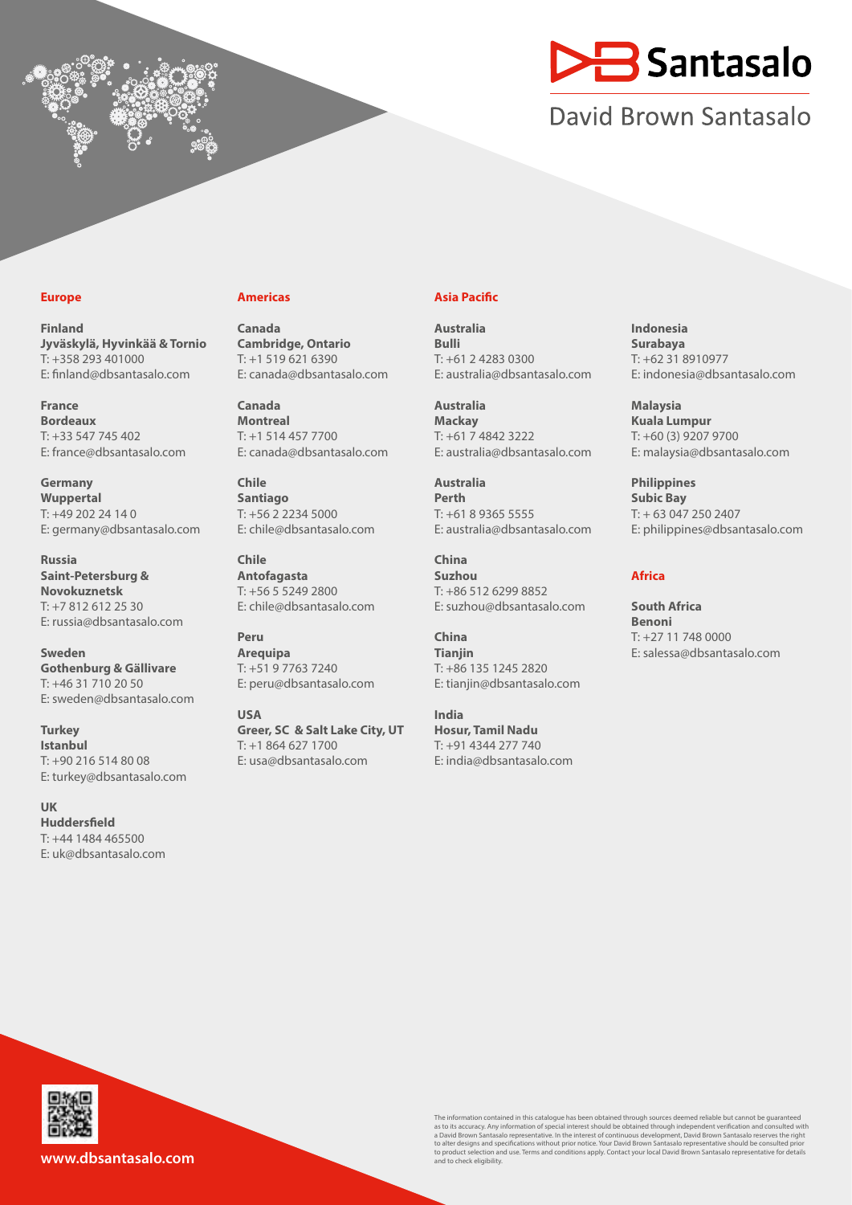# Santasalo

David Brown Santasalo

## Europe

**Finland**
**Jyväskylä, Hyvinkää & Tornio**
T: +358 293 401000
E: finland@dbsantasalo.com

**France**
**Bordeaux**
T: +33 547 745 402
E: france@dbsantasalo.com

**Germany**
**Wuppertal**
T: +49 202 24 14 0
E: germany@dbsantasalo.com

**Russia**
**Saint-Petersburg & Novokuznetsk**
T: +7 812 612 25 30
E: russia@dbsantasalo.com

**Sweden**
**Gothenburg & Gällivare**
T: +46 31 710 20 50
E: sweden@dbsantasalo.com

**Turkey**
**Istanbul**
T: +90 216 514 80 08
E: turkey@dbsantasalo.com

**UK**
**Huddersfield**
T: +44 1484 465500
E: uk@dbsantasalo.com

## Americas

**Canada**
**Cambridge, Ontario**
T: +1 519 621 6390
E: canada@dbsantasalo.com

**Canada**
**Montreal**
T: +1 514 457 7700
E: canada@dbsantasalo.com

**Chile**
**Santiago**
T: +56 2 2234 5000
E: chile@dbsantasalo.com

**Chile**
**Antofagasta**
T: +56 5 5249 2800
E: chile@dbsantasalo.com

**Peru**
**Arequipa**
T: +51 9 7763 7240
E: peru@dbsantasalo.com

**USA**
**Greer, SC & Salt Lake City, UT**
T: +1 864 627 1700
E: usa@dbsantasalo.com

## Asia Pacific

**Australia**
**Bulli**
T: +61 2 4283 0300
E: australia@dbsantasalo.com

**Australia**
**Mackay**
T: +61 7 4842 3222
E: australia@dbsantasalo.com

**Australia**
**Perth**
T: +61 8 9365 5555
E: australia@dbsantasalo.com

**China**
**Suzhou**
T: +86 512 6299 8852
E: suzhou@dbsantasalo.com

**China**
**Tianjin**
T: +86 135 1245 2820
E: tianjin@dbsantasalo.com

**India**
**Hosur, Tamil Nadu**
T: +91 4344 277 740
E: india@dbsantasalo.com

**Indonesia**
**Surabaya**
T: +62 31 8910977
E: indonesia@dbsantasalo.com

**Malaysia**
**Kuala Lumpur**
T: +60 (3) 9207 9700
E: malaysia@dbsantasalo.com

**Philippines**
**Subic Bay**
T: + 63 047 250 2407
E: philippines@dbsantasalo.com

## Africa

**South Africa**
**Benoni**
T: +27 11 748 0000
E: salessa@dbsantasalo.com

www.dbsantasalo.com

The information contained in this catalogue has been obtained through sources deemed reliable but cannot be guaranteed as to its accuracy. Any information of special interest should be obtained through independent verification and consulted with a David Brown Santasalo representative. In the interest of continuous development, David Brown Santasalo reserves the right to alter designs and specifications without prior notice. Your David Brown Santasalo representative should be consulted prior to product selection and use. Terms and conditions apply. Contact your local David Brown Santasalo representative for details and to check eligibility.